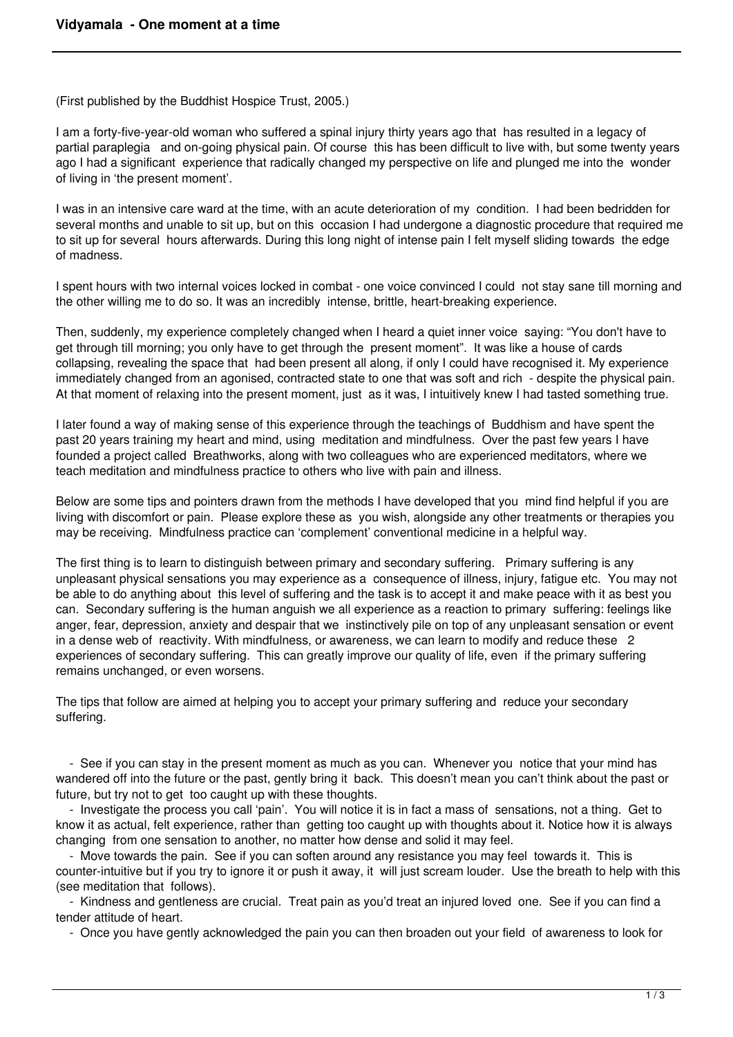# Vidyamala - One moment at a time

(First published by the Buddhist Hospice Trust, 2005.)

I am a forty-five-year-old woman who suffered a spinal injury thirty years ago that has resulted in a legacy of partial paraplegia and on-going physical pain. Of course this has been difficult to live with, but some twenty years ago I had a significant experience that radically changed my perspective on life and plunged me into the wonder of living in 'the present moment'.

I was in an intensive care ward at the time, with an acute deterioration of my condition. I had been bedridden for several months and unable to sit up, but on this occasion I had undergone a diagnostic procedure that required me to sit up for several hours afterwards. During this long night of intense pain I felt myself sliding towards the edge of madness.

I spent hours with two internal voices locked in combat - one voice convinced I could not stay sane till morning and the other willing me to do so. It was an incredibly intense, brittle, heart-breaking experience.

Then, suddenly, my experience completely changed when I heard a quiet inner voice saying: "You don't have to get through till morning; you only have to get through the present moment". It was like a house of cards collapsing, revealing the space that had been present all along, if only I could have recognised it. My experience immediately changed from an agonised, contracted state to one that was soft and rich - despite the physical pain. At that moment of relaxing into the present moment, just as it was, I intuitively knew I had tasted something true.

I later found a way of making sense of this experience through the teachings of Buddhism and have spent the past 20 years training my heart and mind, using meditation and mindfulness. Over the past few years I have founded a project called Breathworks, along with two colleagues who are experienced meditators, where we teach meditation and mindfulness practice to others who live with pain and illness.

Below are some tips and pointers drawn from the methods I have developed that you mind find helpful if you are living with discomfort or pain. Please explore these as you wish, alongside any other treatments or therapies you may be receiving. Mindfulness practice can 'complement' conventional medicine in a helpful way.

The first thing is to learn to distinguish between primary and secondary suffering. Primary suffering is any unpleasant physical sensations you may experience as a consequence of illness, injury, fatigue etc. You may not be able to do anything about this level of suffering and the task is to accept it and make peace with it as best you can. Secondary suffering is the human anguish we all experience as a reaction to primary suffering: feelings like anger, fear, depression, anxiety and despair that we instinctively pile on top of any unpleasant sensation or event in a dense web of reactivity. With mindfulness, or awareness, we can learn to modify and reduce these 2 experiences of secondary suffering. This can greatly improve our quality of life, even if the primary suffering remains unchanged, or even worsens.

The tips that follow are aimed at helping you to accept your primary suffering and reduce your secondary suffering.

- See if you can stay in the present moment as much as you can. Whenever you notice that your mind has wandered off into the future or the past, gently bring it back. This doesn't mean you can't think about the past or future, but try not to get too caught up with these thoughts.
- Investigate the process you call 'pain'. You will notice it is in fact a mass of sensations, not a thing. Get to know it as actual, felt experience, rather than getting too caught up with thoughts about it. Notice how it is always changing from one sensation to another, no matter how dense and solid it may feel.
- Move towards the pain. See if you can soften around any resistance you may feel towards it. This is counter-intuitive but if you try to ignore it or push it away, it will just scream louder. Use the breath to help with this (see meditation that follows).
- Kindness and gentleness are crucial. Treat pain as you'd treat an injured loved one. See if you can find a tender attitude of heart.
- Once you have gently acknowledged the pain you can then broaden out your field of awareness to look for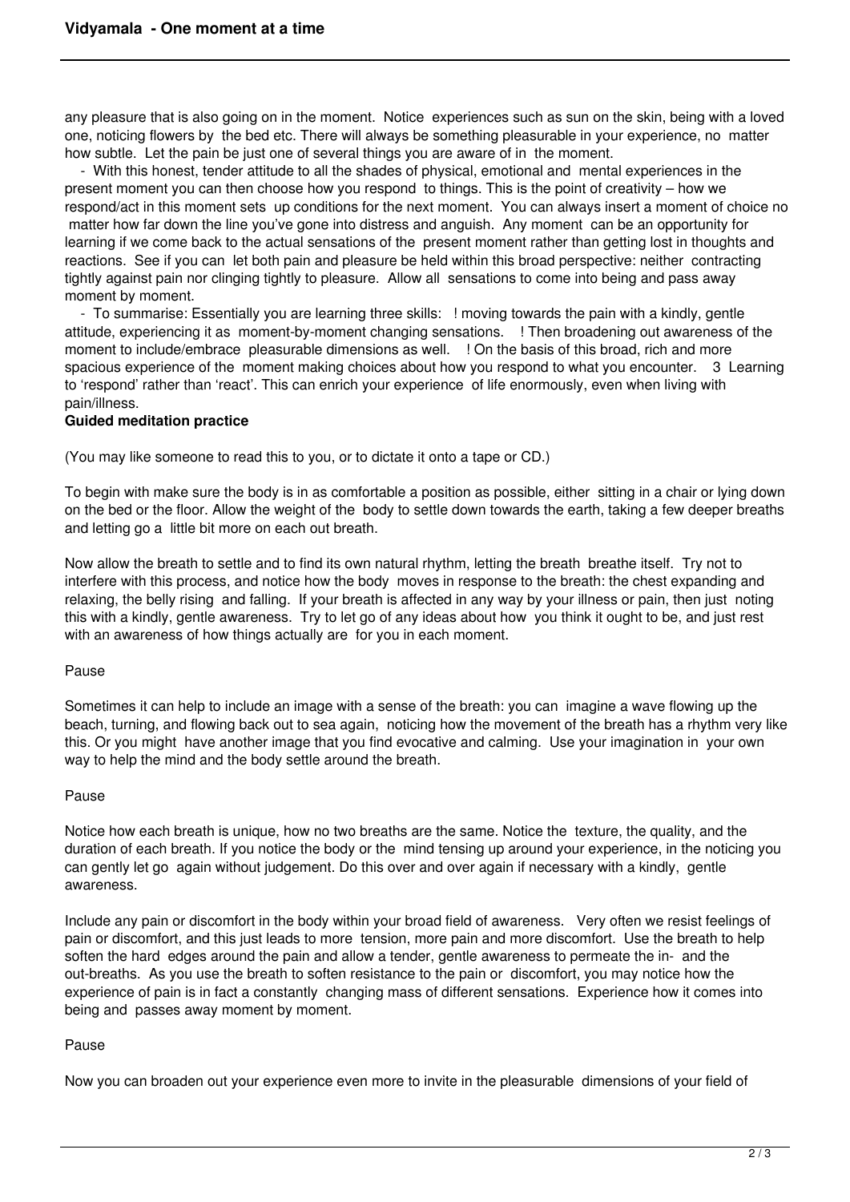any pleasure that is also going on in the moment. Notice experiences such as sun on the skin, being with a loved one, noticing flowers by the bed etc. There will always be something pleasurable in your experience, no matter how subtle. Let the pain be just one of several things you are aware of in the moment.

- With this honest, tender attitude to all the shades of physical, emotional and mental experiences in the present moment you can then choose how you respond to things. This is the point of creativity – how we respond/act in this moment sets up conditions for the next moment. You can always insert a moment of choice no matter how far down the line you've gone into distress and anguish. Any moment can be an opportunity for learning if we come back to the actual sensations of the present moment rather than getting lost in thoughts and reactions. See if you can let both pain and pleasure be held within this broad perspective: neither contracting tightly against pain nor clinging tightly to pleasure. Allow all sensations to come into being and pass away moment by moment.

- To summarise: Essentially you are learning three skills: ! moving towards the pain with a kindly, gentle attitude, experiencing it as moment-by-moment changing sensations. ! Then broadening out awareness of the moment to include/embrace pleasurable dimensions as well. ! On the basis of this broad, rich and more spacious experience of the moment making choices about how you respond to what you encounter. 3 Learning to 'respond' rather than 'react'. This can enrich your experience of life enormously, even when living with pain/illness.

**Guided meditation practice**

(You may like someone to read this to you, or to dictate it onto a tape or CD.)

To begin with make sure the body is in as comfortable a position as possible, either sitting in a chair or lying down on the bed or the floor. Allow the weight of the body to settle down towards the earth, taking a few deeper breaths and letting go a little bit more on each out breath.

Now allow the breath to settle and to find its own natural rhythm, letting the breath breathe itself. Try not to interfere with this process, and notice how the body moves in response to the breath: the chest expanding and relaxing, the belly rising and falling. If your breath is affected in any way by your illness or pain, then just noting this with a kindly, gentle awareness. Try to let go of any ideas about how you think it ought to be, and just rest with an awareness of how things actually are for you in each moment.

Pause

Sometimes it can help to include an image with a sense of the breath: you can imagine a wave flowing up the beach, turning, and flowing back out to sea again, noticing how the movement of the breath has a rhythm very like this. Or you might have another image that you find evocative and calming. Use your imagination in your own way to help the mind and the body settle around the breath.

Pause

Notice how each breath is unique, how no two breaths are the same. Notice the texture, the quality, and the duration of each breath. If you notice the body or the mind tensing up around your experience, in the noticing you can gently let go again without judgement. Do this over and over again if necessary with a kindly, gentle awareness.

Include any pain or discomfort in the body within your broad field of awareness. Very often we resist feelings of pain or discomfort, and this just leads to more tension, more pain and more discomfort. Use the breath to help soften the hard edges around the pain and allow a tender, gentle awareness to permeate the in- and the out-breaths. As you use the breath to soften resistance to the pain or discomfort, you may notice how the experience of pain is in fact a constantly changing mass of different sensations. Experience how it comes into being and passes away moment by moment.

Pause

Now you can broaden out your experience even more to invite in the pleasurable dimensions of your field of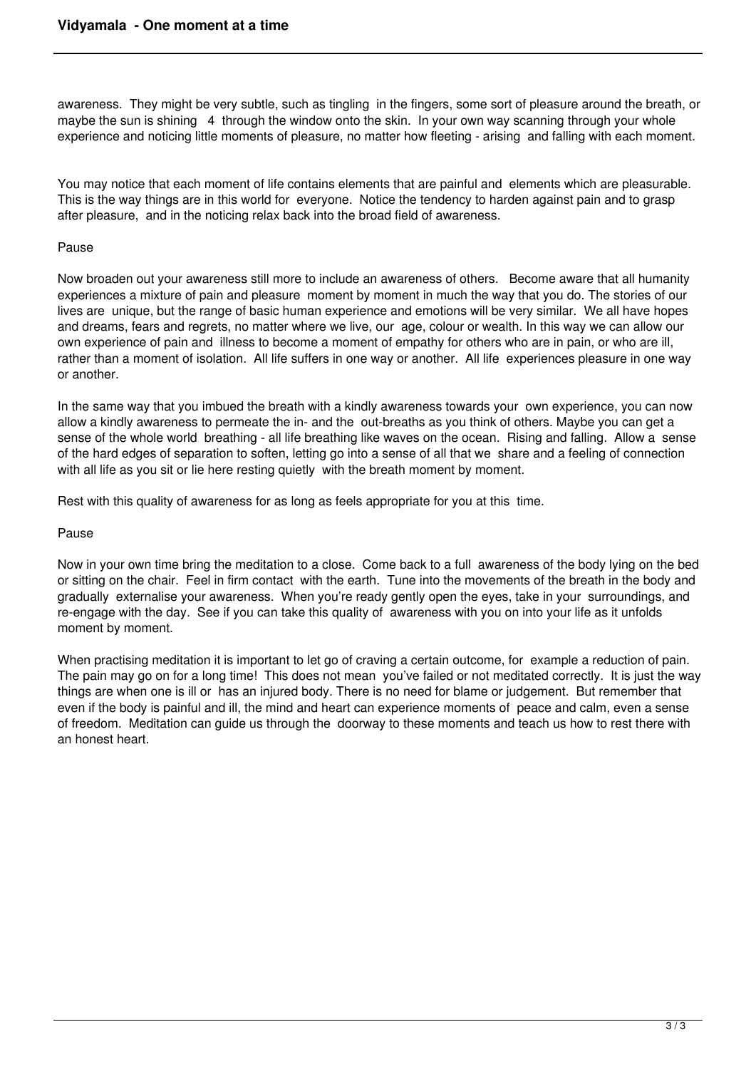awareness. They might be very subtle, such as tingling in the fingers, some sort of pleasure around the breath, or maybe the sun is shining 4 through the window onto the skin. In your own way scanning through your whole experience and noticing little moments of pleasure, no matter how fleeting - arising and falling with each moment.

You may notice that each moment of life contains elements that are painful and elements which are pleasurable. This is the way things are in this world for everyone. Notice the tendency to harden against pain and to grasp after pleasure, and in the noticing relax back into the broad field of awareness.

Pause

Now broaden out your awareness still more to include an awareness of others. Become aware that all humanity experiences a mixture of pain and pleasure moment by moment in much the way that you do. The stories of our lives are unique, but the range of basic human experience and emotions will be very similar. We all have hopes and dreams, fears and regrets, no matter where we live, our age, colour or wealth. In this way we can allow our own experience of pain and illness to become a moment of empathy for others who are in pain, or who are ill, rather than a moment of isolation. All life suffers in one way or another. All life experiences pleasure in one way or another.

In the same way that you imbued the breath with a kindly awareness towards your own experience, you can now allow a kindly awareness to permeate the in- and the out-breaths as you think of others. Maybe you can get a sense of the whole world breathing - all life breathing like waves on the ocean. Rising and falling. Allow a sense of the hard edges of separation to soften, letting go into a sense of all that we share and a feeling of connection with all life as you sit or lie here resting quietly with the breath moment by moment.

Rest with this quality of awareness for as long as feels appropriate for you at this time.

Pause

Now in your own time bring the meditation to a close. Come back to a full awareness of the body lying on the bed or sitting on the chair. Feel in firm contact with the earth. Tune into the movements of the breath in the body and gradually externalise your awareness. When you're ready gently open the eyes, take in your surroundings, and re-engage with the day. See if you can take this quality of awareness with you on into your life as it unfolds moment by moment.

When practising meditation it is important to let go of craving a certain outcome, for example a reduction of pain. The pain may go on for a long time! This does not mean you've failed or not meditated correctly. It is just the way things are when one is ill or has an injured body. There is no need for blame or judgement. But remember that even if the body is painful and ill, the mind and heart can experience moments of peace and calm, even a sense of freedom. Meditation can guide us through the doorway to these moments and teach us how to rest there with an honest heart.